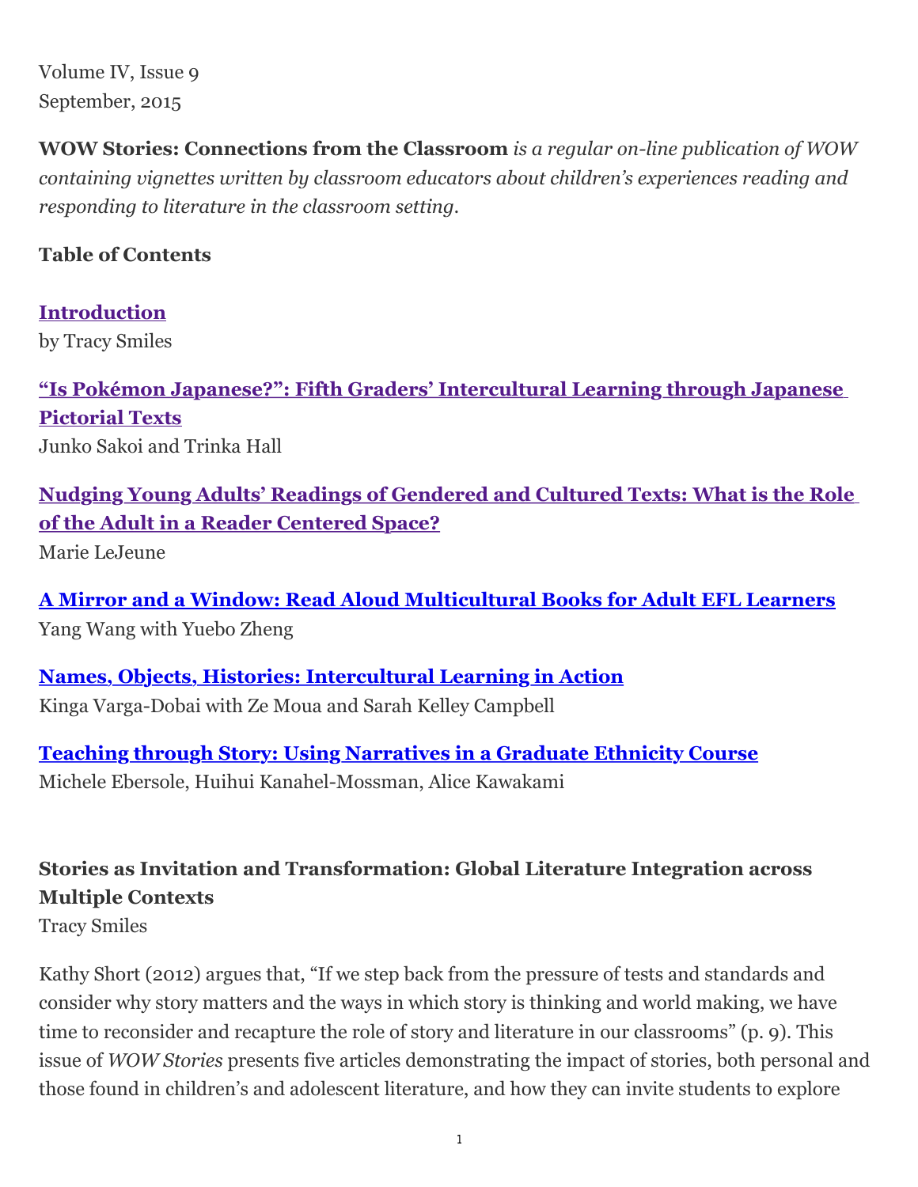Volume IV, Issue 9
September, 2015

**WOW Stories: Connections from the Classroom** *is a regular on-line publication of WOW containing vignettes written by classroom educators about children's experiences reading and responding to literature in the classroom setting.*

**Table of Contents**

**Introduction**
by Tracy Smiles

**"Is Pokémon Japanese?": Fifth Graders' Intercultural Learning through Japanese Pictorial Texts**
Junko Sakoi and Trinka Hall

**Nudging Young Adults' Readings of Gendered and Cultured Texts: What is the Role of the Adult in a Reader Centered Space?**
Marie LeJeune

**A Mirror and a Window: Read Aloud Multicultural Books for Adult EFL Learners**
Yang Wang with Yuebo Zheng

**Names, Objects, Histories: Intercultural Learning in Action**
Kinga Varga-Dobai with Ze Moua and Sarah Kelley Campbell

**Teaching through Story: Using Narratives in a Graduate Ethnicity Course**
Michele Ebersole, Huihui Kanahel-Mossman, Alice Kawakami

## Stories as Invitation and Transformation: Global Literature Integration across Multiple Contexts

Tracy Smiles

Kathy Short (2012) argues that, "If we step back from the pressure of tests and standards and consider why story matters and the ways in which story is thinking and world making, we have time to reconsider and recapture the role of story and literature in our classrooms" (p. 9). This issue of *WOW Stories* presents five articles demonstrating the impact of stories, both personal and those found in children's and adolescent literature, and how they can invite students to explore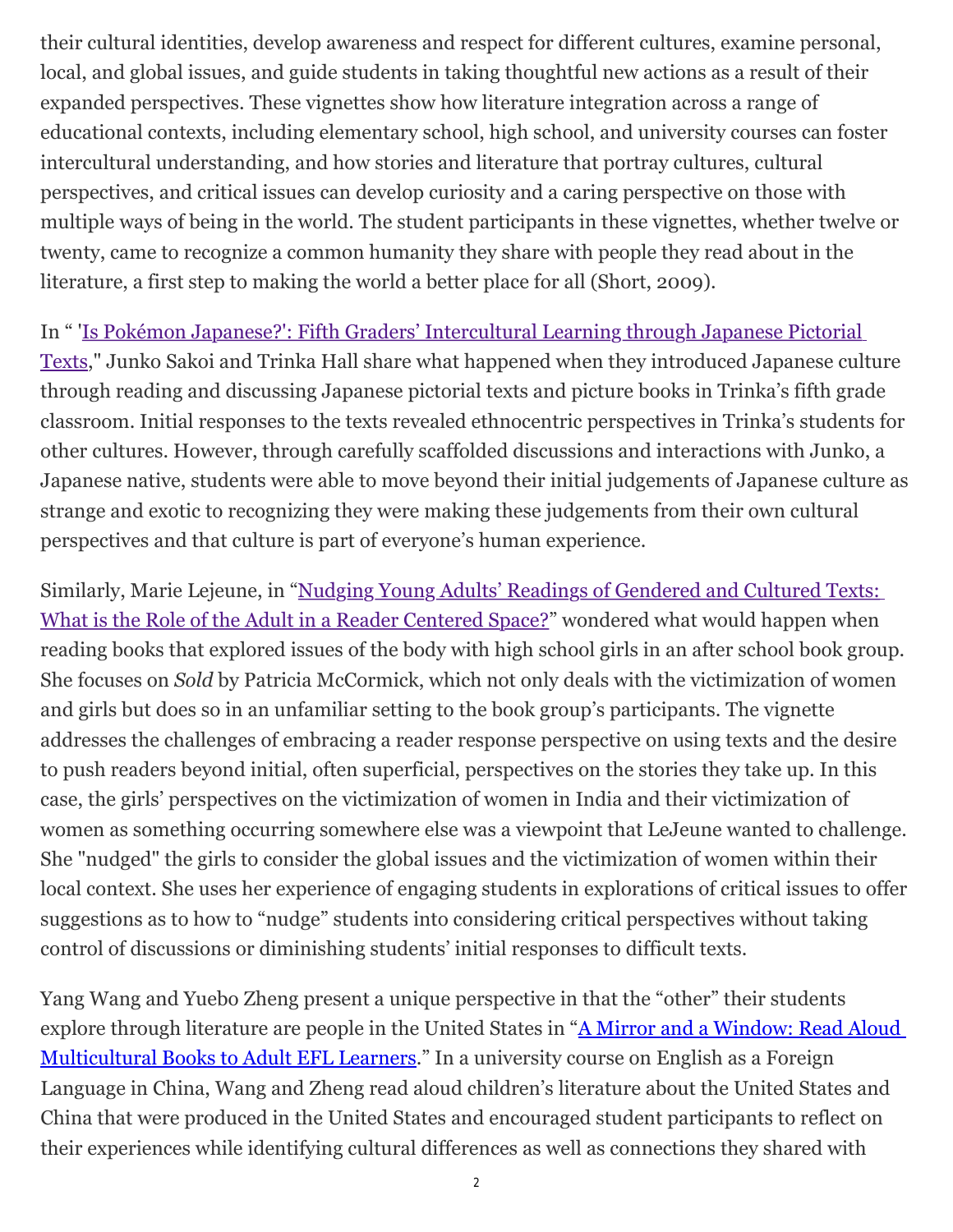their cultural identities, develop awareness and respect for different cultures, examine personal, local, and global issues, and guide students in taking thoughtful new actions as a result of their expanded perspectives. These vignettes show how literature integration across a range of educational contexts, including elementary school, high school, and university courses can foster intercultural understanding, and how stories and literature that portray cultures, cultural perspectives, and critical issues can develop curiosity and a caring perspective on those with multiple ways of being in the world. The student participants in these vignettes, whether twelve or twenty, came to recognize a common humanity they share with people they read about in the literature, a first step to making the world a better place for all (Short, 2009).

In " 'Is Pokémon Japanese?': Fifth Graders' Intercultural Learning through Japanese Pictorial Texts," Junko Sakoi and Trinka Hall share what happened when they introduced Japanese culture through reading and discussing Japanese pictorial texts and picture books in Trinka's fifth grade classroom. Initial responses to the texts revealed ethnocentric perspectives in Trinka's students for other cultures. However, through carefully scaffolded discussions and interactions with Junko, a Japanese native, students were able to move beyond their initial judgements of Japanese culture as strange and exotic to recognizing they were making these judgements from their own cultural perspectives and that culture is part of everyone's human experience.

Similarly, Marie Lejeune, in "Nudging Young Adults' Readings of Gendered and Cultured Texts: What is the Role of the Adult in a Reader Centered Space?" wondered what would happen when reading books that explored issues of the body with high school girls in an after school book group. She focuses on *Sold* by Patricia McCormick, which not only deals with the victimization of women and girls but does so in an unfamiliar setting to the book group's participants. The vignette addresses the challenges of embracing a reader response perspective on using texts and the desire to push readers beyond initial, often superficial, perspectives on the stories they take up. In this case, the girls' perspectives on the victimization of women in India and their victimization of women as something occurring somewhere else was a viewpoint that LeJeune wanted to challenge. She "nudged" the girls to consider the global issues and the victimization of women within their local context. She uses her experience of engaging students in explorations of critical issues to offer suggestions as to how to "nudge" students into considering critical perspectives without taking control of discussions or diminishing students' initial responses to difficult texts.

Yang Wang and Yuebo Zheng present a unique perspective in that the "other" their students explore through literature are people in the United States in "A Mirror and a Window: Read Aloud Multicultural Books to Adult EFL Learners." In a university course on English as a Foreign Language in China, Wang and Zheng read aloud children's literature about the United States and China that were produced in the United States and encouraged student participants to reflect on their experiences while identifying cultural differences as well as connections they shared with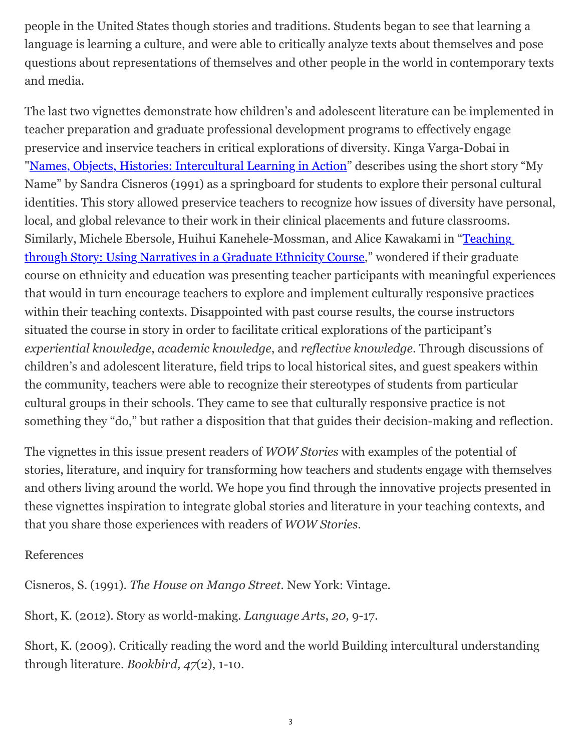people in the United States though stories and traditions. Students began to see that learning a language is learning a culture, and were able to critically analyze texts about themselves and pose questions about representations of themselves and other people in the world in contemporary texts and media.

The last two vignettes demonstrate how children's and adolescent literature can be implemented in teacher preparation and graduate professional development programs to effectively engage preservice and inservice teachers in critical explorations of diversity. Kinga Varga-Dobai in "Names, Objects, Histories: Intercultural Learning in Action" describes using the short story "My Name" by Sandra Cisneros (1991) as a springboard for students to explore their personal cultural identities. This story allowed preservice teachers to recognize how issues of diversity have personal, local, and global relevance to their work in their clinical placements and future classrooms. Similarly, Michele Ebersole, Huihui Kanehele-Mossman, and Alice Kawakami in "Teaching through Story: Using Narratives in a Graduate Ethnicity Course," wondered if their graduate course on ethnicity and education was presenting teacher participants with meaningful experiences that would in turn encourage teachers to explore and implement culturally responsive practices within their teaching contexts. Disappointed with past course results, the course instructors situated the course in story in order to facilitate critical explorations of the participant's *experiential knowledge*, *academic knowledge*, and *reflective knowledge*. Through discussions of children's and adolescent literature, field trips to local historical sites, and guest speakers within the community, teachers were able to recognize their stereotypes of students from particular cultural groups in their schools. They came to see that culturally responsive practice is not something they "do," but rather a disposition that that guides their decision-making and reflection.

The vignettes in this issue present readers of *WOW Stories* with examples of the potential of stories, literature, and inquiry for transforming how teachers and students engage with themselves and others living around the world. We hope you find through the innovative projects presented in these vignettes inspiration to integrate global stories and literature in your teaching contexts, and that you share those experiences with readers of *WOW Stories*.

References

Cisneros, S. (1991). *The House on Mango Street*. New York: Vintage.

Short, K. (2012). Story as world-making. *Language Arts*, *20*, 9-17.

Short, K. (2009). Critically reading the word and the world Building intercultural understanding through literature. *Bookbird, 47*(2), 1-10.